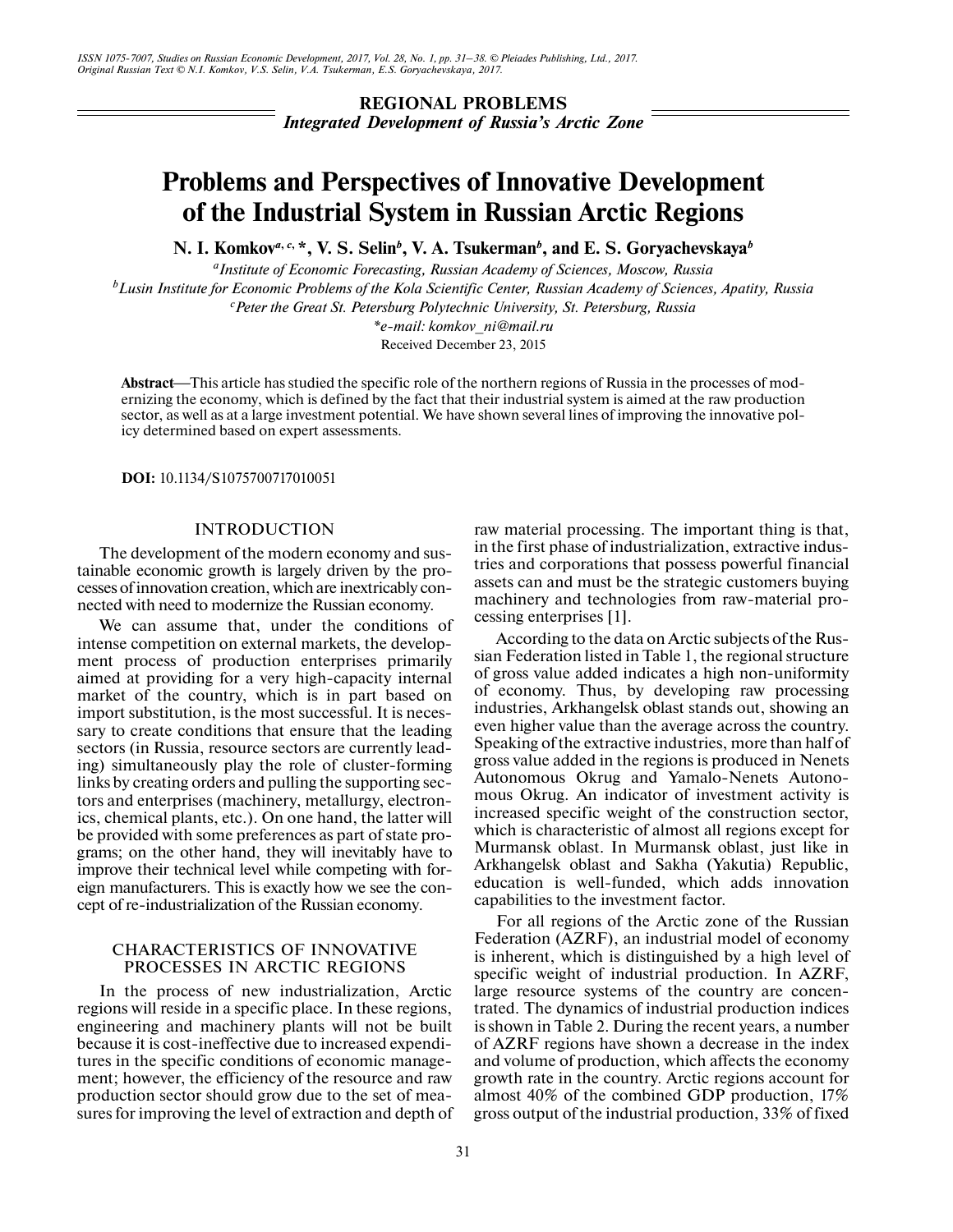ISSN 1075-7007, Studies on Russian Economic Development, 2017, Vol. 28, No. 1, pp. 31–38. © Pleiades Publishing, Ltd., 2017.
Original Russian Text © N.I. Komkov, V.S. Selin, V.A. Tsukerman, E.S. Goryachevskaya, 2017.

**REGIONAL PROBLEMS**
***Integrated Development of Russia's Arctic Zone***

# Problems and Perspectives of Innovative Development of the Industrial System in Russian Arctic Regions

**N. I. Komkov[a, c, *], V. S. Selin[b], V. A. Tsukerman[b], and E. S. Goryachevskaya[b]**

[a] *Institute of Economic Forecasting, Russian Academy of Sciences, Moscow, Russia*
[b] *Lusin Institute for Economic Problems of the Kola Scientific Center, Russian Academy of Sciences, Apatity, Russia*
[c] *Peter the Great St. Petersburg Polytechnic University, St. Petersburg, Russia*
*\*e-mail: komkov_ni@mail.ru*
Received December 23, 2015

**Abstract**—This article has studied the specific role of the northern regions of Russia in the processes of modernizing the economy, which is defined by the fact that their industrial system is aimed at the raw production sector, as well as at a large investment potential. We have shown several lines of improving the innovative policy determined based on expert assessments.

**DOI:** 10.1134/S1075700717010051

## INTRODUCTION

The development of the modern economy and sustainable economic growth is largely driven by the processes of innovation creation, which are inextricably connected with need to modernize the Russian economy.

We can assume that, under the conditions of intense competition on external markets, the development process of production enterprises primarily aimed at providing for a very high-capacity internal market of the country, which is in part based on import substitution, is the most successful. It is necessary to create conditions that ensure that the leading sectors (in Russia, resource sectors are currently leading) simultaneously play the role of cluster-forming links by creating orders and pulling the supporting sectors and enterprises (machinery, metallurgy, electronics, chemical plants, etc.). On one hand, the latter will be provided with some preferences as part of state programs; on the other hand, they will inevitably have to improve their technical level while competing with foreign manufacturers. This is exactly how we see the concept of re-industrialization of the Russian economy.

## CHARACTERISTICS OF INNOVATIVE PROCESSES IN ARCTIC REGIONS

In the process of new industrialization, Arctic regions will reside in a specific place. In these regions, engineering and machinery plants will not be built because it is cost-ineffective due to increased expenditures in the specific conditions of economic management; however, the efficiency of the resource and raw production sector should grow due to the set of measures for improving the level of extraction and depth of raw material processing. The important thing is that, in the first phase of industrialization, extractive industries and corporations that possess powerful financial assets can and must be the strategic customers buying machinery and technologies from raw-material processing enterprises [1].

According to the data on Arctic subjects of the Russian Federation listed in Table 1, the regional structure of gross value added indicates a high non-uniformity of economy. Thus, by developing raw processing industries, Arkhangelsk oblast stands out, showing an even higher value than the average across the country. Speaking of the extractive industries, more than half of gross value added in the regions is produced in Nenets Autonomous Okrug and Yamalo-Nenets Autonomous Okrug. An indicator of investment activity is increased specific weight of the construction sector, which is characteristic of almost all regions except for Murmansk oblast. In Murmansk oblast, just like in Arkhangelsk oblast and Sakha (Yakutia) Republic, education is well-funded, which adds innovation capabilities to the investment factor.

For all regions of the Arctic zone of the Russian Federation (AZRF), an industrial model of economy is inherent, which is distinguished by a high level of specific weight of industrial production. In AZRF, large resource systems of the country are concentrated. The dynamics of industrial production indices is shown in Table 2. During the recent years, a number of AZRF regions have shown a decrease in the index and volume of production, which affects the economy growth rate in the country. Arctic regions account for almost 40% of the combined GDP production, 17% gross output of the industrial production, 33% of fixed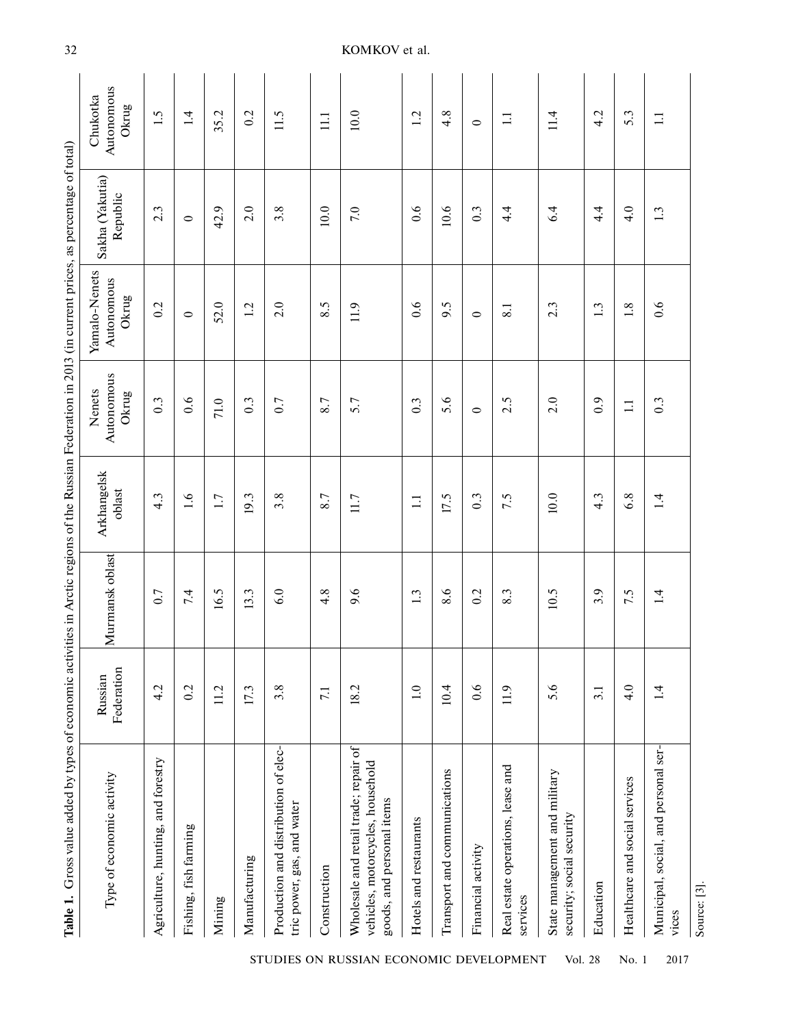**Table 1.** Gross value added by types of economic activities in Arctic regions of the Russian Federation in 2013 (in current prices, as percentage of total)

| Type of economic activity | Russian Federation | Murmansk oblast | Arkhangelsk oblast | Nenets Autonomous Okrug | Yamalo-Nenets Autonomous Okrug | Sakha (Yakutia) Republic | Chukotka Autonomous Okrug |
|---|---|---|---|---|---|---|---|
| Agriculture, hunting, and forestry | 4.2 | 0.7 | 4.3 | 0.3 | 0.2 | 2.3 | 1.5 |
| Fishing, fish farming | 0.2 | 7.4 | 1.6 | 0.6 | 0 | 0 | 1.4 |
| Mining | 11.2 | 16.5 | 1.7 | 71.0 | 52.0 | 42.9 | 35.2 |
| Manufacturing | 17.3 | 13.3 | 19.3 | 0.3 | 1.2 | 2.0 | 0.2 |
| Production and distribution of electric power, gas, and water | 3.8 | 6.0 | 3.8 | 0.7 | 2.0 | 3.8 | 11.5 |
| Construction | 7.1 | 4.8 | 8.7 | 8.7 | 8.5 | 10.0 | 11.1 |
| Wholesale and retail trade; repair of vehicles, motorcycles, household goods, and personal items | 18.2 | 9.6 | 11.7 | 5.7 | 11.9 | 7.0 | 10.0 |
| Hotels and restaurants | 1.0 | 1.3 | 1.1 | 0.3 | 0.6 | 0.6 | 1.2 |
| Transport and communications | 10.4 | 8.6 | 17.5 | 5.6 | 9.5 | 10.6 | 4.8 |
| Financial activity | 0.6 | 0.2 | 0.3 | 0 | 0 | 0.3 | 0 |
| Real estate operations, lease and services | 11.9 | 8.3 | 7.5 | 2.5 | 8.1 | 4.4 | 1.1 |
| State management and military security; social security | 5.6 | 10.5 | 10.0 | 2.0 | 2.3 | 6.4 | 11.4 |
| Education | 3.1 | 3.9 | 4.3 | 0.9 | 1.3 | 4.4 | 4.2 |
| Healthcare and social services | 4.0 | 7.5 | 6.8 | 1.1 | 1.8 | 4.0 | 5.3 |
| Municipal, social, and personal services | 1.4 | 1.4 | 1.4 | 0.3 | 0.6 | 1.3 | 1.1 |

Source: [3].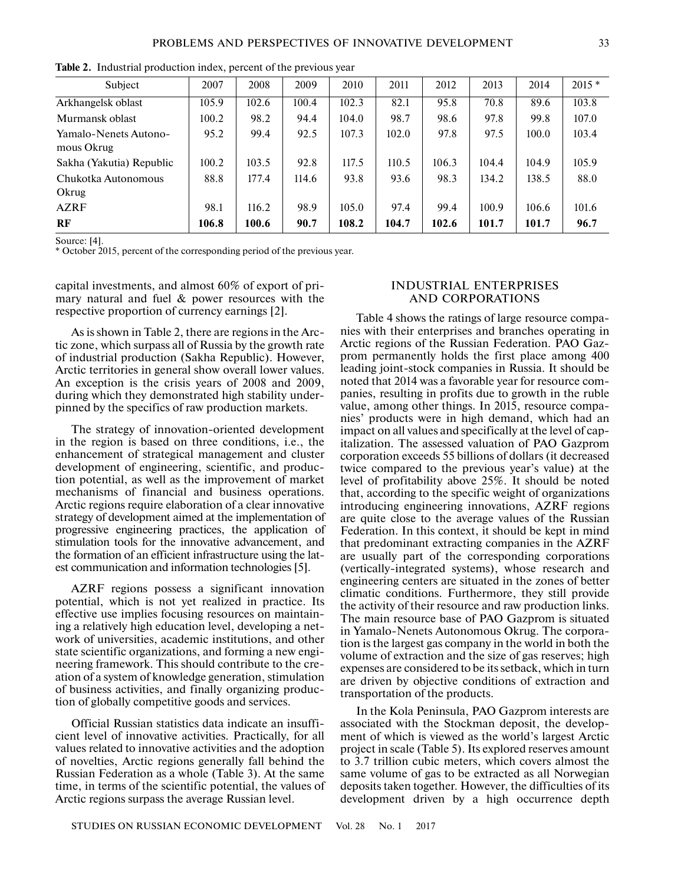**Table 2.** Industrial production index, percent of the previous year

| Subject | 2007 | 2008 | 2009 | 2010 | 2011 | 2012 | 2013 | 2014 | 2015 * |
|---|---|---|---|---|---|---|---|---|---|
| Arkhangelsk oblast | 105.9 | 102.6 | 100.4 | 102.3 | 82.1 | 95.8 | 70.8 | 89.6 | 103.8 |
| Murmansk oblast | 100.2 | 98.2 | 94.4 | 104.0 | 98.7 | 98.6 | 97.8 | 99.8 | 107.0 |
| Yamalo-Nenets Autonomous Okrug | 95.2 | 99.4 | 92.5 | 107.3 | 102.0 | 97.8 | 97.5 | 100.0 | 103.4 |
| Sakha (Yakutia) Republic | 100.2 | 103.5 | 92.8 | 117.5 | 110.5 | 106.3 | 104.4 | 104.9 | 105.9 |
| Chukotka Autonomous Okrug | 88.8 | 177.4 | 114.6 | 93.8 | 93.6 | 98.3 | 134.2 | 138.5 | 88.0 |
| AZRF | 98.1 | 116.2 | 98.9 | 105.0 | 97.4 | 99.4 | 100.9 | 106.6 | 101.6 |
| **RF** | **106.8** | **100.6** | **90.7** | **108.2** | **104.7** | **102.6** | **101.7** | **101.7** | **96.7** |

Source: [4].
* October 2015, percent of the corresponding period of the previous year.

capital investments, and almost 60% of export of primary natural and fuel & power resources with the respective proportion of currency earnings [2].

As is shown in Table 2, there are regions in the Arctic zone, which surpass all of Russia by the growth rate of industrial production (Sakha Republic). However, Arctic territories in general show overall lower values. An exception is the crisis years of 2008 and 2009, during which they demonstrated high stability underpinned by the specifics of raw production markets.

The strategy of innovation-oriented development in the region is based on three conditions, i.e., the enhancement of strategical management and cluster development of engineering, scientific, and production potential, as well as the improvement of market mechanisms of financial and business operations. Arctic regions require elaboration of a clear innovative strategy of development aimed at the implementation of progressive engineering practices, the application of stimulation tools for the innovative advancement, and the formation of an efficient infrastructure using the latest communication and information technologies [5].

AZRF regions possess a significant innovation potential, which is not yet realized in practice. Its effective use implies focusing resources on maintaining a relatively high education level, developing a network of universities, academic institutions, and other state scientific organizations, and forming a new engineering framework. This should contribute to the creation of a system of knowledge generation, stimulation of business activities, and finally organizing production of globally competitive goods and services.

Official Russian statistics data indicate an insufficient level of innovative activities. Practically, for all values related to innovative activities and the adoption of novelties, Arctic regions generally fall behind the Russian Federation as a whole (Table 3). At the same time, in terms of the scientific potential, the values of Arctic regions surpass the average Russian level.

## INDUSTRIAL ENTERPRISES AND CORPORATIONS

Table 4 shows the ratings of large resource companies with their enterprises and branches operating in Arctic regions of the Russian Federation. PAO Gazprom permanently holds the first place among 400 leading joint-stock companies in Russia. It should be noted that 2014 was a favorable year for resource companies, resulting in profits due to growth in the ruble value, among other things. In 2015, resource companies' products were in high demand, which had an impact on all values and specifically at the level of capitalization. The assessed valuation of PAO Gazprom corporation exceeds 55 billions of dollars (it decreased twice compared to the previous year's value) at the level of profitability above 25%. It should be noted that, according to the specific weight of organizations introducing engineering innovations, AZRF regions are quite close to the average values of the Russian Federation. In this context, it should be kept in mind that predominant extracting companies in the AZRF are usually part of the corresponding corporations (vertically-integrated systems), whose research and engineering centers are situated in the zones of better climatic conditions. Furthermore, they still provide the activity of their resource and raw production links. The main resource base of PAO Gazprom is situated in Yamalo-Nenets Autonomous Okrug. The corporation is the largest gas company in the world in both the volume of extraction and the size of gas reserves; high expenses are considered to be its setback, which in turn are driven by objective conditions of extraction and transportation of the products.

In the Kola Peninsula, PAO Gazprom interests are associated with the Stockman deposit, the development of which is viewed as the world's largest Arctic project in scale (Table 5). Its explored reserves amount to 3.7 trillion cubic meters, which covers almost the same volume of gas to be extracted as all Norwegian deposits taken together. However, the difficulties of its development driven by a high occurrence depth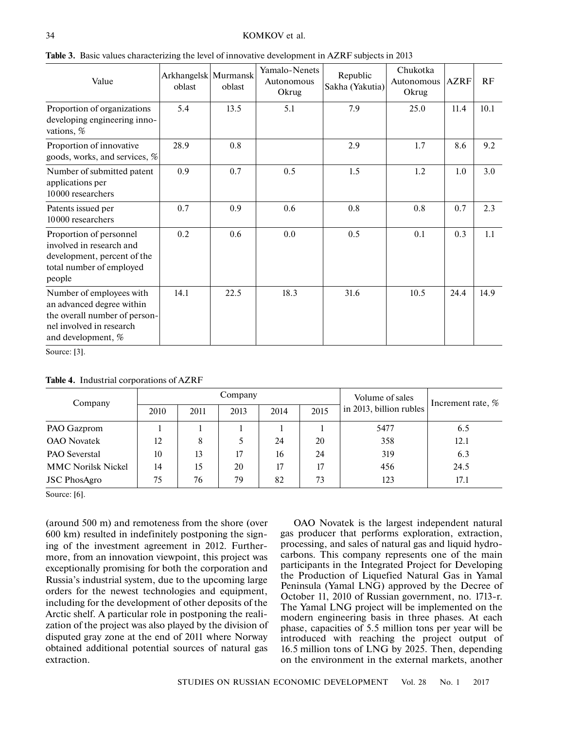**Table 3.** Basic values characterizing the level of innovative development in AZRF subjects in 2013

| Value | Arkhangelsk oblast | Murmansk oblast | Yamalo-Nenets Autonomous Okrug | Republic Sakha (Yakutia) | Chukotka Autonomous Okrug | AZRF | RF |
|---|---|---|---|---|---|---|---|
| Proportion of organizations developing engineering innovations, % | 5.4 | 13.5 | 5.1 | 7.9 | 25.0 | 11.4 | 10.1 |
| Proportion of innovative goods, works, and services, % | 28.9 | 0.8 | | 2.9 | 1.7 | 8.6 | 9.2 |
| Number of submitted patent applications per 10000 researchers | 0.9 | 0.7 | 0.5 | 1.5 | 1.2 | 1.0 | 3.0 |
| Patents issued per 10000 researchers | 0.7 | 0.9 | 0.6 | 0.8 | 0.8 | 0.7 | 2.3 |
| Proportion of personnel involved in research and development, percent of the total number of employed people | 0.2 | 0.6 | 0.0 | 0.5 | 0.1 | 0.3 | 1.1 |
| Number of employees with an advanced degree within the overall number of personnel involved in research and development, % | 14.1 | 22.5 | 18.3 | 31.6 | 10.5 | 24.4 | 14.9 |

Source: [3].

**Table 4.** Industrial corporations of AZRF

| Company | Company | | | | | Volume of sales in 2013, billion rubles | Increment rate, % |
|---|---|---|---|---|---|---|---|
| | 2010 | 2011 | 2013 | 2014 | 2015 | | |
| PAO Gazprom | 1 | 1 | 1 | 1 | 1 | 5477 | 6.5 |
| OAO Novatek | 12 | 8 | 5 | 24 | 20 | 358 | 12.1 |
| PAO Severstal | 10 | 13 | 17 | 16 | 24 | 319 | 6.3 |
| MMC Norilsk Nickel | 14 | 15 | 20 | 17 | 17 | 456 | 24.5 |
| JSC PhosAgro | 75 | 76 | 79 | 82 | 73 | 123 | 17.1 |

Source: [6].

(around 500 m) and remoteness from the shore (over 600 km) resulted in indefinitely postponing the signing of the investment agreement in 2012. Furthermore, from an innovation viewpoint, this project was exceptionally promising for both the corporation and Russia's industrial system, due to the upcoming large orders for the newest technologies and equipment, including for the development of other deposits of the Arctic shelf. A particular role in postponing the realization of the project was also played by the division of disputed gray zone at the end of 2011 where Norway obtained additional potential sources of natural gas extraction.

OAO Novatek is the largest independent natural gas producer that performs exploration, extraction, processing, and sales of natural gas and liquid hydrocarbons. This company represents one of the main participants in the Integrated Project for Developing the Production of Liquefied Natural Gas in Yamal Peninsula (Yamal LNG) approved by the Decree of October 11, 2010 of Russian government, no. 1713-r. The Yamal LNG project will be implemented on the modern engineering basis in three phases. At each phase, capacities of 5.5 million tons per year will be introduced with reaching the project output of 16.5 million tons of LNG by 2025. Then, depending on the environment in the external markets, another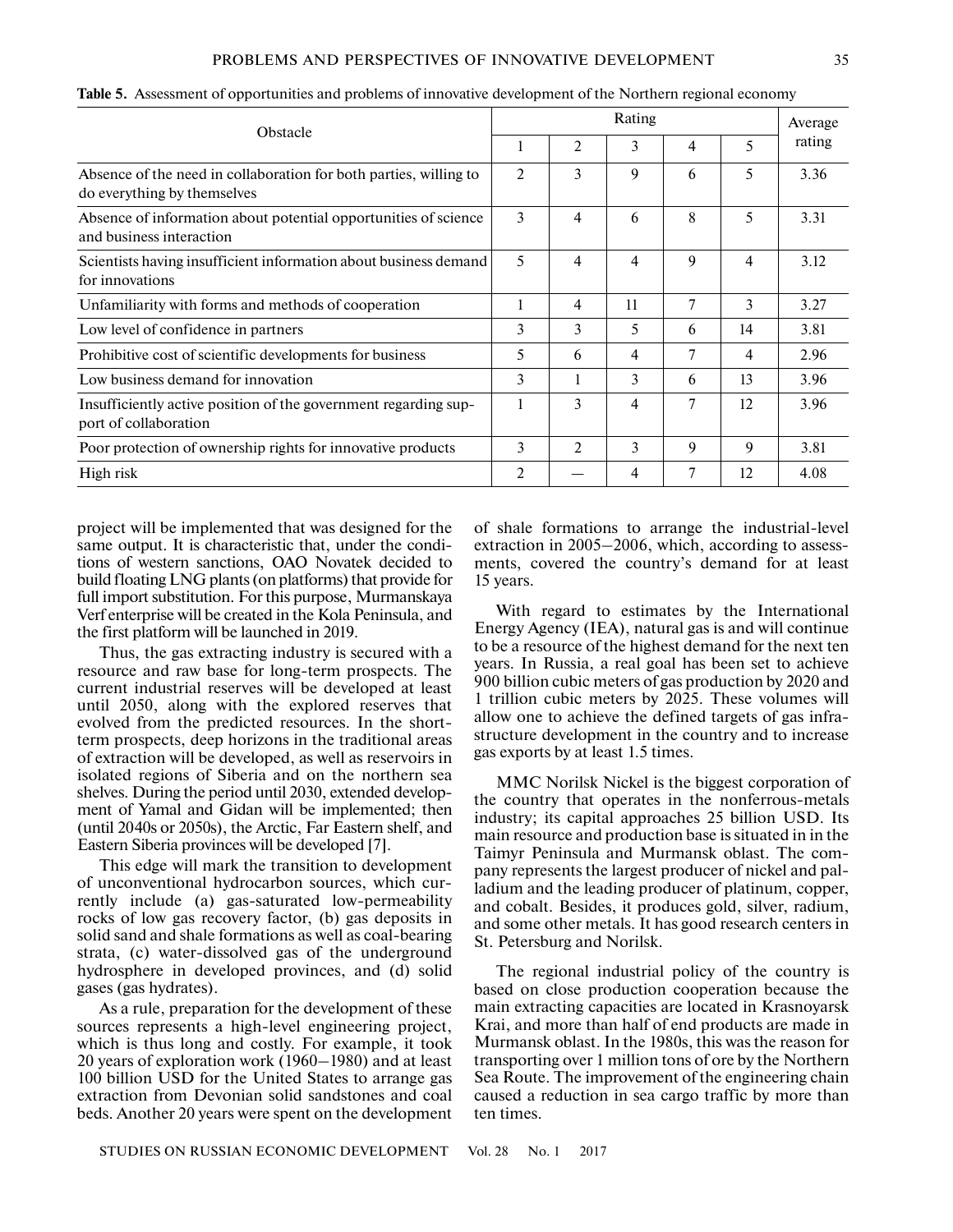**Table 5.** Assessment of opportunities and problems of innovative development of the Northern regional economy

| Obstacle | Rating | | | | | Average rating |
|---|---|---|---|---|---|---|
| | 1 | 2 | 3 | 4 | 5 | |
| Absence of the need in collaboration for both parties, willing to do everything by themselves | 2 | 3 | 9 | 6 | 5 | 3.36 |
| Absence of information about potential opportunities of science and business interaction | 3 | 4 | 6 | 8 | 5 | 3.31 |
| Scientists having insufficient information about business demand for innovations | 5 | 4 | 4 | 9 | 4 | 3.12 |
| Unfamiliarity with forms and methods of cooperation | 1 | 4 | 11 | 7 | 3 | 3.27 |
| Low level of confidence in partners | 3 | 3 | 5 | 6 | 14 | 3.81 |
| Prohibitive cost of scientific developments for business | 5 | 6 | 4 | 7 | 4 | 2.96 |
| Low business demand for innovation | 3 | 1 | 3 | 6 | 13 | 3.96 |
| Insufficiently active position of the government regarding support of collaboration | 1 | 3 | 4 | 7 | 12 | 3.96 |
| Poor protection of ownership rights for innovative products | 3 | 2 | 3 | 9 | 9 | 3.81 |
| High risk | 2 | — | 4 | 7 | 12 | 4.08 |

project will be implemented that was designed for the same output. It is characteristic that, under the conditions of western sanctions, OAO Novatek decided to build floating LNG plants (on platforms) that provide for full import substitution. For this purpose, Murmanskaya Verf enterprise will be created in the Kola Peninsula, and the first platform will be launched in 2019.

Thus, the gas extracting industry is secured with a resource and raw base for long-term prospects. The current industrial reserves will be developed at least until 2050, along with the explored reserves that evolved from the predicted resources. In the short-term prospects, deep horizons in the traditional areas of extraction will be developed, as well as reservoirs in isolated regions of Siberia and on the northern sea shelves. During the period until 2030, extended development of Yamal and Gidan will be implemented; then (until 2040s or 2050s), the Arctic, Far Eastern shelf, and Eastern Siberia provinces will be developed [7].

This edge will mark the transition to development of unconventional hydrocarbon sources, which currently include (a) gas-saturated low-permeability rocks of low gas recovery factor, (b) gas deposits in solid sand and shale formations as well as coal-bearing strata, (c) water-dissolved gas of the underground hydrosphere in developed provinces, and (d) solid gases (gas hydrates).

As a rule, preparation for the development of these sources represents a high-level engineering project, which is thus long and costly. For example, it took 20 years of exploration work (1960–1980) and at least 100 billion USD for the United States to arrange gas extraction from Devonian solid sandstones and coal beds. Another 20 years were spent on the development of shale formations to arrange the industrial-level extraction in 2005–2006, which, according to assessments, covered the country's demand for at least 15 years.

With regard to estimates by the International Energy Agency (IEA), natural gas is and will continue to be a resource of the highest demand for the next ten years. In Russia, a real goal has been set to achieve 900 billion cubic meters of gas production by 2020 and 1 trillion cubic meters by 2025. These volumes will allow one to achieve the defined targets of gas infrastructure development in the country and to increase gas exports by at least 1.5 times.

MMC Norilsk Nickel is the biggest corporation of the country that operates in the nonferrous-metals industry; its capital approaches 25 billion USD. Its main resource and production base is situated in in the Taimyr Peninsula and Murmansk oblast. The company represents the largest producer of nickel and palladium and the leading producer of platinum, copper, and cobalt. Besides, it produces gold, silver, radium, and some other metals. It has good research centers in St. Petersburg and Norilsk.

The regional industrial policy of the country is based on close production cooperation because the main extracting capacities are located in Krasnoyarsk Krai, and more than half of end products are made in Murmansk oblast. In the 1980s, this was the reason for transporting over 1 million tons of ore by the Northern Sea Route. The improvement of the engineering chain caused a reduction in sea cargo traffic by more than ten times.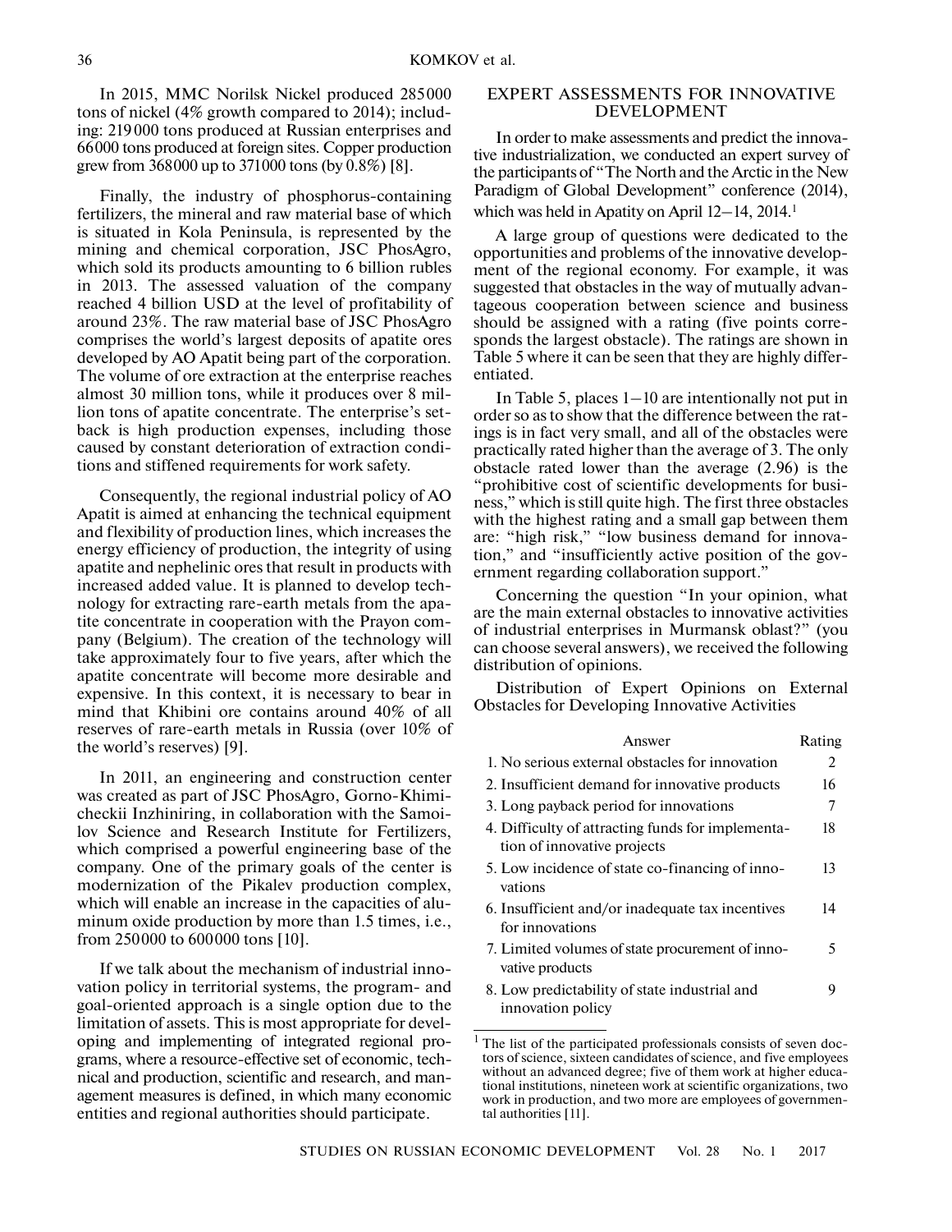In 2015, MMC Norilsk Nickel produced 285000 tons of nickel (4% growth compared to 2014); including: 219000 tons produced at Russian enterprises and 66000 tons produced at foreign sites. Copper production grew from 368000 up to 371000 tons (by 0.8%) [8].

Finally, the industry of phosphorus-containing fertilizers, the mineral and raw material base of which is situated in Kola Peninsula, is represented by the mining and chemical corporation, JSC PhosAgro, which sold its products amounting to 6 billion rubles in 2013. The assessed valuation of the company reached 4 billion USD at the level of profitability of around 23%. The raw material base of JSC PhosAgro comprises the world's largest deposits of apatite ores developed by AO Apatit being part of the corporation. The volume of ore extraction at the enterprise reaches almost 30 million tons, while it produces over 8 million tons of apatite concentrate. The enterprise's setback is high production expenses, including those caused by constant deterioration of extraction conditions and stiffened requirements for work safety.

Consequently, the regional industrial policy of AO Apatit is aimed at enhancing the technical equipment and flexibility of production lines, which increases the energy efficiency of production, the integrity of using apatite and nephelinic ores that result in products with increased added value. It is planned to develop technology for extracting rare-earth metals from the apatite concentrate in cooperation with the Prayon company (Belgium). The creation of the technology will take approximately four to five years, after which the apatite concentrate will become more desirable and expensive. In this context, it is necessary to bear in mind that Khibini ore contains around 40% of all reserves of rare-earth metals in Russia (over 10% of the world's reserves) [9].

In 2011, an engineering and construction center was created as part of JSC PhosAgro, Gorno-Khimicheckii Inzhiniring, in collaboration with the Samoilov Science and Research Institute for Fertilizers, which comprised a powerful engineering base of the company. One of the primary goals of the center is modernization of the Pikalev production complex, which will enable an increase in the capacities of aluminum oxide production by more than 1.5 times, i.e., from 250000 to 600000 tons [10].

If we talk about the mechanism of industrial innovation policy in territorial systems, the program- and goal-oriented approach is a single option due to the limitation of assets. This is most appropriate for developing and implementing of integrated regional programs, where a resource-effective set of economic, technical and production, scientific and research, and management measures is defined, in which many economic entities and regional authorities should participate.

## EXPERT ASSESSMENTS FOR INNOVATIVE DEVELOPMENT

In order to make assessments and predict the innovative industrialization, we conducted an expert survey of the participants of "The North and the Arctic in the New Paradigm of Global Development" conference (2014), which was held in Apatity on April 12–14, 2014.[1]

A large group of questions were dedicated to the opportunities and problems of the innovative development of the regional economy. For example, it was suggested that obstacles in the way of mutually advantageous cooperation between science and business should be assigned with a rating (five points corresponds the largest obstacle). The ratings are shown in Table 5 where it can be seen that they are highly differentiated.

In Table 5, places 1–10 are intentionally not put in order so as to show that the difference between the ratings is in fact very small, and all of the obstacles were practically rated higher than the average of 3. The only obstacle rated lower than the average (2.96) is the "prohibitive cost of scientific developments for business," which is still quite high. The first three obstacles with the highest rating and a small gap between them are: "high risk," "low business demand for innovation," and "insufficiently active position of the government regarding collaboration support."

Concerning the question "In your opinion, what are the main external obstacles to innovative activities of industrial enterprises in Murmansk oblast?" (you can choose several answers), we received the following distribution of opinions.

Distribution of Expert Opinions on External Obstacles for Developing Innovative Activities

| Answer | Rating |
|---|---|
| 1. No serious external obstacles for innovation | 2 |
| 2. Insufficient demand for innovative products | 16 |
| 3. Long payback period for innovations | 7 |
| 4. Difficulty of attracting funds for implementation of innovative projects | 18 |
| 5. Low incidence of state co-financing of innovations | 13 |
| 6. Insufficient and/or inadequate tax incentives for innovations | 14 |
| 7. Limited volumes of state procurement of innovative products | 5 |
| 8. Low predictability of state industrial and innovation policy | 9 |

[1] The list of the participated professionals consists of seven doctors of science, sixteen candidates of science, and five employees without an advanced degree; five of them work at higher educational institutions, nineteen work at scientific organizations, two work in production, and two more are employees of governmental authorities [11].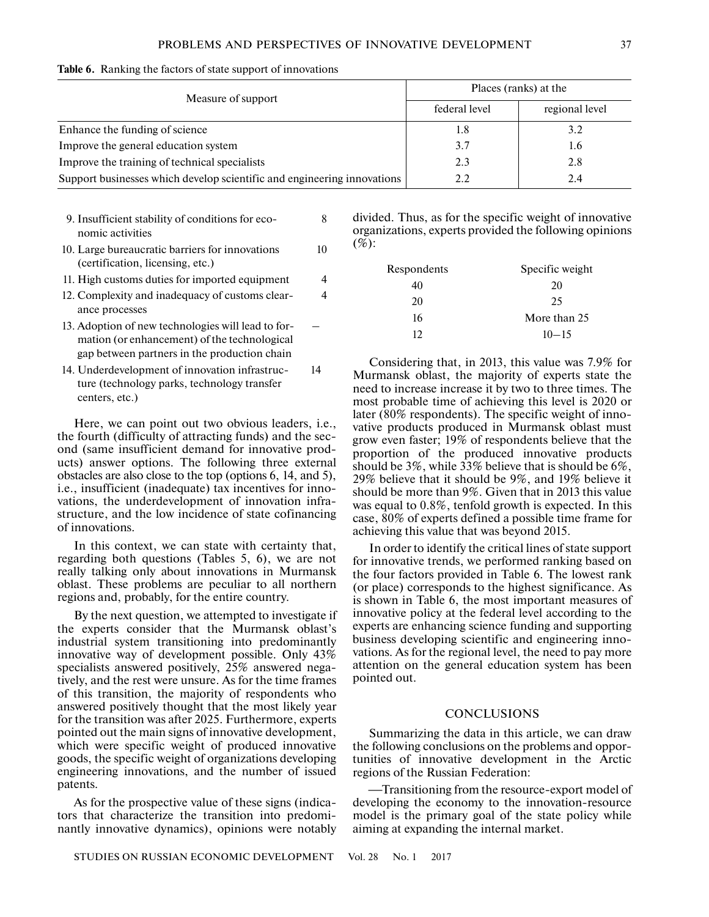**Table 6.** Ranking the factors of state support of innovations

| Measure of support | Places (ranks) at the | |
|---|---|---|
| | federal level | regional level |
| Enhance the funding of science | 1.8 | 3.2 |
| Improve the general education system | 3.7 | 1.6 |
| Improve the training of technical specialists | 2.3 | 2.8 |
| Support businesses which develop scientific and engineering innovations | 2.2 | 2.4 |

| | |
|---|---|
| 9. Insufficient stability of conditions for economic activities | 8 |
| 10. Large bureaucratic barriers for innovations (certification, licensing, etc.) | 10 |
| 11. High customs duties for imported equipment | 4 |
| 12. Complexity and inadequacy of customs clearance processes | 4 |
| 13. Adoption of new technologies will lead to formation (or enhancement) of the technological gap between partners in the production chain | — |
| 14. Underdevelopment of innovation infrastructure (technology parks, technology transfer centers, etc.) | 14 |

Here, we can point out two obvious leaders, i.e., the fourth (difficulty of attracting funds) and the second (same insufficient demand for innovative products) answer options. The following three external obstacles are also close to the top (options 6, 14, and 5), i.e., insufficient (inadequate) tax incentives for innovations, the underdevelopment of innovation infrastructure, and the low incidence of state cofinancing of innovations.

In this context, we can state with certainty that, regarding both questions (Tables 5, 6), we are not really talking only about innovations in Murmansk oblast. These problems are peculiar to all northern regions and, probably, for the entire country.

By the next question, we attempted to investigate if the experts consider that the Murmansk oblast's industrial system transitioning into predominantly innovative way of development possible. Only 43% specialists answered positively, 25% answered negatively, and the rest were unsure. As for the time frames of this transition, the majority of respondents who answered positively thought that the most likely year for the transition was after 2025. Furthermore, experts pointed out the main signs of innovative development, which were specific weight of produced innovative goods, the specific weight of organizations developing engineering innovations, and the number of issued patents.

As for the prospective value of these signs (indicators that characterize the transition into predominantly innovative dynamics), opinions were notably divided. Thus, as for the specific weight of innovative organizations, experts provided the following opinions (%):

| Respondents | Specific weight |
|---|---|
| 40 | 20 |
| 20 | 25 |
| 16 | More than 25 |
| 12 | 10–15 |

Considering that, in 2013, this value was 7.9% for Murmansk oblast, the majority of experts state the need to increase increase it by two to three times. The most probable time of achieving this level is 2020 or later (80% respondents). The specific weight of innovative products produced in Murmansk oblast must grow even faster; 19% of respondents believe that the proportion of the produced innovative products should be 3%, while 33% believe that is should be 6%, 29% believe that it should be 9%, and 19% believe it should be more than 9%. Given that in 2013 this value was equal to 0.8%, tenfold growth is expected. In this case, 80% of experts defined a possible time frame for achieving this value that was beyond 2015.

In order to identify the critical lines of state support for innovative trends, we performed ranking based on the four factors provided in Table 6. The lowest rank (or place) corresponds to the highest significance. As is shown in Table 6, the most important measures of innovative policy at the federal level according to the experts are enhancing science funding and supporting business developing scientific and engineering innovations. As for the regional level, the need to pay more attention on the general education system has been pointed out.

## CONCLUSIONS

Summarizing the data in this article, we can draw the following conclusions on the problems and opportunities of innovative development in the Arctic regions of the Russian Federation:

—Transitioning from the resource-export model of developing the economy to the innovation-resource model is the primary goal of the state policy while aiming at expanding the internal market.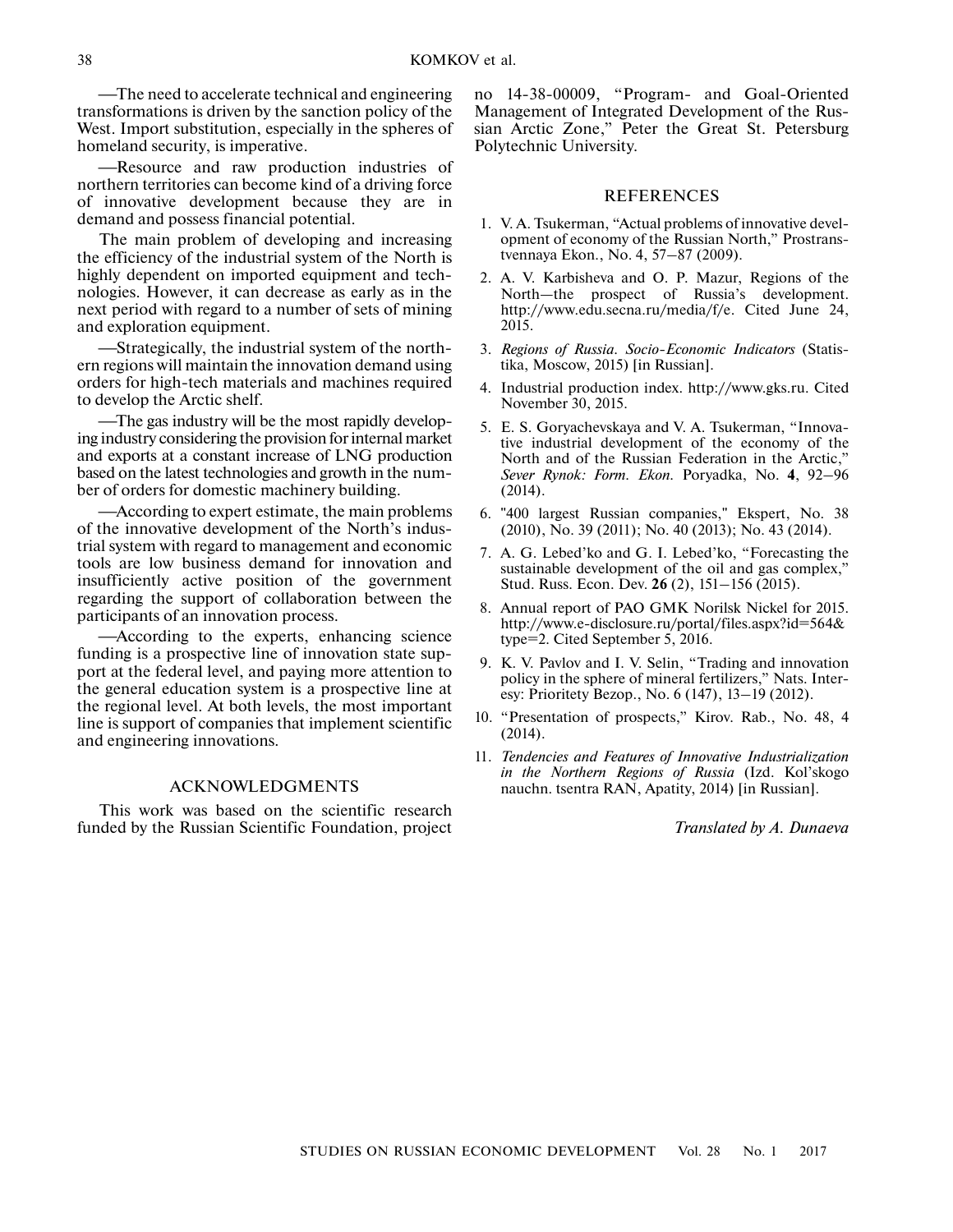—The need to accelerate technical and engineering transformations is driven by the sanction policy of the West. Import substitution, especially in the spheres of homeland security, is imperative.

—Resource and raw production industries of northern territories can become kind of a driving force of innovative development because they are in demand and possess financial potential.

The main problem of developing and increasing the efficiency of the industrial system of the North is highly dependent on imported equipment and technologies. However, it can decrease as early as in the next period with regard to a number of sets of mining and exploration equipment.

—Strategically, the industrial system of the northern regions will maintain the innovation demand using orders for high-tech materials and machines required to develop the Arctic shelf.

—The gas industry will be the most rapidly developing industry considering the provision for internal market and exports at a constant increase of LNG production based on the latest technologies and growth in the number of orders for domestic machinery building.

—According to expert estimate, the main problems of the innovative development of the North's industrial system with regard to management and economic tools are low business demand for innovation and insufficiently active position of the government regarding the support of collaboration between the participants of an innovation process.

—According to the experts, enhancing science funding is a prospective line of innovation state support at the federal level, and paying more attention to the general education system is a prospective line at the regional level. At both levels, the most important line is support of companies that implement scientific and engineering innovations.

## ACKNOWLEDGMENTS

This work was based on the scientific research funded by the Russian Scientific Foundation, project no 14-38-00009, "Program- and Goal-Oriented Management of Integrated Development of the Russian Arctic Zone," Peter the Great St. Petersburg Polytechnic University.

## REFERENCES

1. V. A. Tsukerman, "Actual problems of innovative development of economy of the Russian North," Prostranstvennaya Ekon., No. 4, 57–87 (2009).
2. A. V. Karbisheva and O. P. Mazur, Regions of the North—the prospect of Russia's development. http://www.edu.secna.ru/media/f/e. Cited June 24, 2015.
3. *Regions of Russia. Socio-Economic Indicators* (Statistika, Moscow, 2015) [in Russian].
4. Industrial production index. http://www.gks.ru. Cited November 30, 2015.
5. E. S. Goryachevskaya and V. A. Tsukerman, "Innovative industrial development of the economy of the North and of the Russian Federation in the Arctic," *Sever Rynok: Form. Ekon.* Poryadka, No. **4**, 92–96 (2014).
6. "400 largest Russian companies," Ekspert, No. 38 (2010), No. 39 (2011); No. 40 (2013); No. 43 (2014).
7. A. G. Lebed'ko and G. I. Lebed'ko, "Forecasting the sustainable development of the oil and gas complex," Stud. Russ. Econ. Dev. **26** (2), 151–156 (2015).
8. Annual report of PAO GMK Norilsk Nickel for 2015. http://www.e-disclosure.ru/portal/files.aspx?id=564&type=2. Cited September 5, 2016.
9. K. V. Pavlov and I. V. Selin, "Trading and innovation policy in the sphere of mineral fertilizers," Nats. Interesy: Prioritety Bezop., No. 6 (147), 13–19 (2012).
10. "Presentation of prospects," Kirov. Rab., No. 48, 4 (2014).
11. *Tendencies and Features of Innovative Industrialization in the Northern Regions of Russia* (Izd. Kol'skogo nauchn. tsentra RAN, Apatity, 2014) [in Russian].

*Translated by A. Dunaeva*